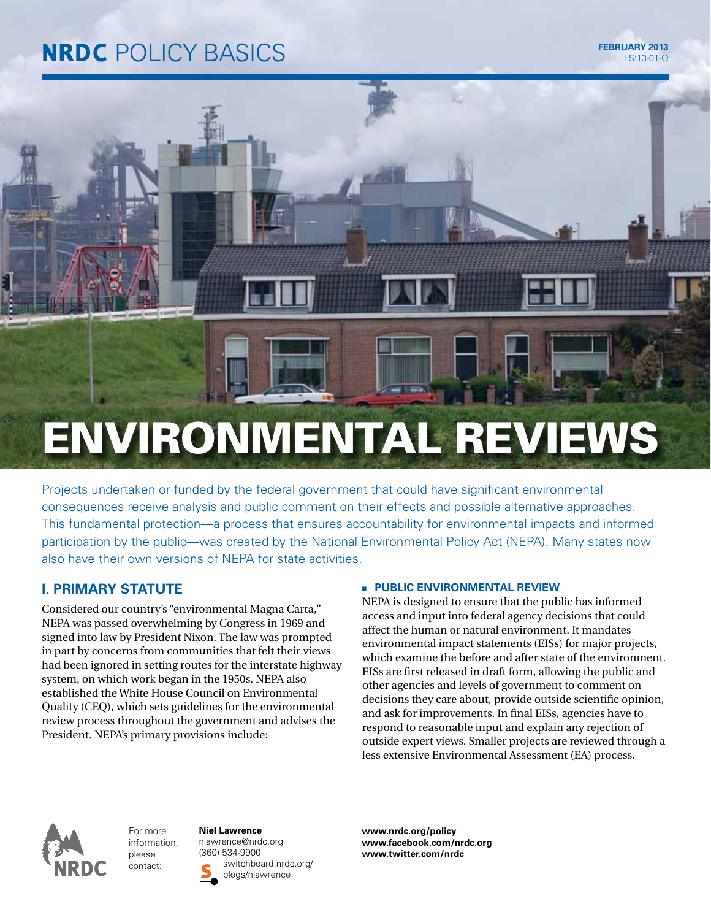# NRDC POLICY BASICS

**FEBRUARY 2013**
FS:13-01-Q

# ENVIRONMENTAL REVIEWS

Projects undertaken or funded by the federal government that could have significant environmental consequences receive analysis and public comment on their effects and possible alternative approaches. This fundamental protection—a process that ensures accountability for environmental impacts and informed participation by the public—was created by the National Environmental Policy Act (NEPA). Many states now also have their own versions of NEPA for state activities.

## I. PRIMARY STATUTE

Considered our country's "environmental Magna Carta," NEPA was passed overwhelming by Congress in 1969 and signed into law by President Nixon. The law was prompted in part by concerns from communities that felt their views had been ignored in setting routes for the interstate highway system, on which work began in the 1950s. NEPA also established the White House Council on Environmental Quality (CEQ), which sets guidelines for the environmental review process throughout the government and advises the President. NEPA's primary provisions include:

- **PUBLIC ENVIRONMENTAL REVIEW**

NEPA is designed to ensure that the public has informed access and input into federal agency decisions that could affect the human or natural environment. It mandates environmental impact statements (EISs) for major projects, which examine the before and after state of the environment. EISs are first released in draft form, allowing the public and other agencies and levels of government to comment on decisions they care about, provide outside scientific opinion, and ask for improvements. In final EISs, agencies have to respond to reasonable input and explain any rejection of outside expert views. Smaller projects are reviewed through a less extensive Environmental Assessment (EA) process.

For more information, please contact:

**Niel Lawrence**
nlawrence@nrdc.org
(360) 534-9900
switchboard.nrdc.org/blogs/nlawrence

**www.nrdc.org/policy**
**www.facebook.com/nrdc.org**
**www.twitter.com/nrdc**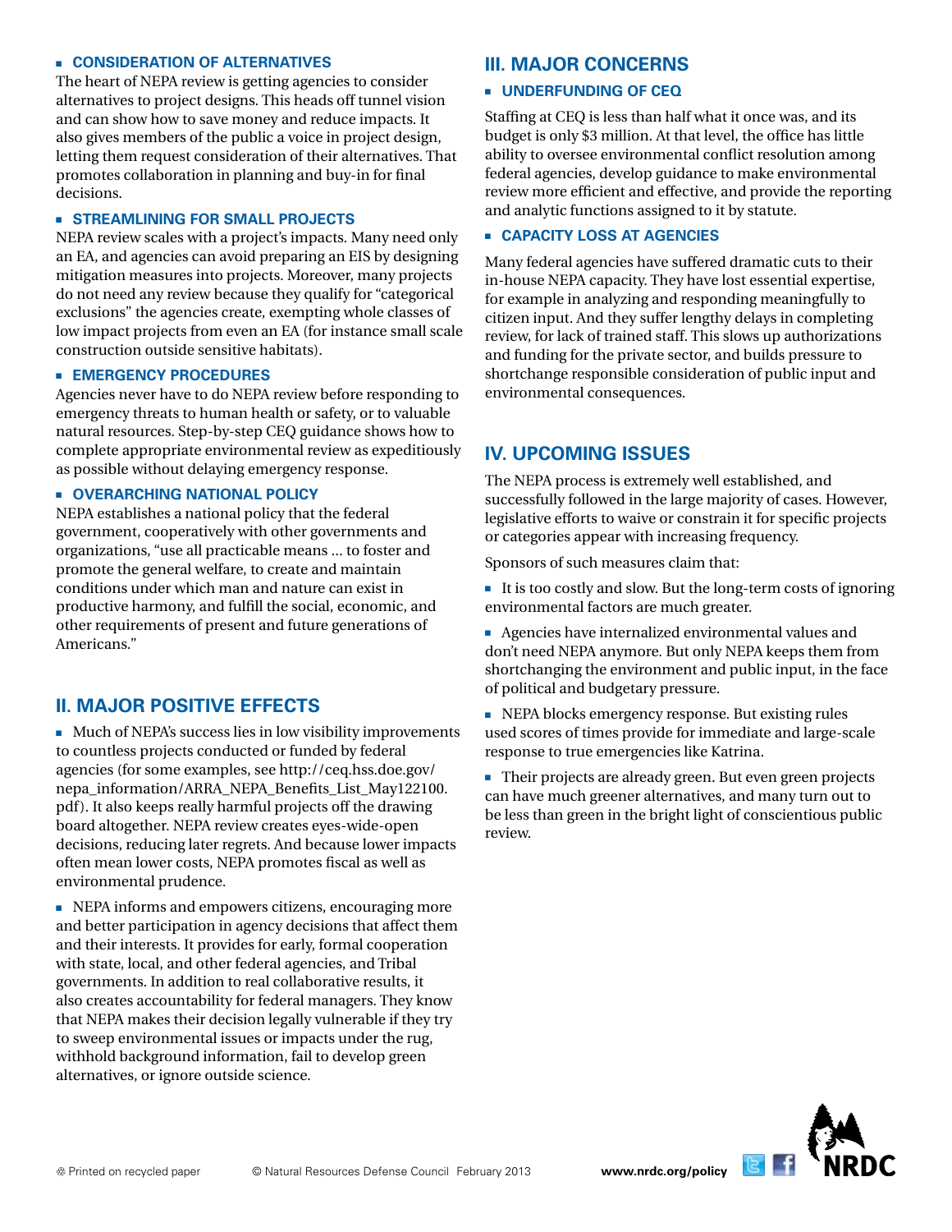#### CONSIDERATION OF ALTERNATIVES

The heart of NEPA review is getting agencies to consider alternatives to project designs. This heads off tunnel vision and can show how to save money and reduce impacts. It also gives members of the public a voice in project design, letting them request consideration of their alternatives. That promotes collaboration in planning and buy-in for final decisions.

#### STREAMLINING FOR SMALL PROJECTS

NEPA review scales with a project's impacts. Many need only an EA, and agencies can avoid preparing an EIS by designing mitigation measures into projects. Moreover, many projects do not need any review because they qualify for "categorical exclusions" the agencies create, exempting whole classes of low impact projects from even an EA (for instance small scale construction outside sensitive habitats).

#### EMERGENCY PROCEDURES

Agencies never have to do NEPA review before responding to emergency threats to human health or safety, or to valuable natural resources. Step-by-step CEQ guidance shows how to complete appropriate environmental review as expeditiously as possible without delaying emergency response.

#### OVERARCHING NATIONAL POLICY

NEPA establishes a national policy that the federal government, cooperatively with other governments and organizations, "use all practicable means ... to foster and promote the general welfare, to create and maintain conditions under which man and nature can exist in productive harmony, and fulfill the social, economic, and other requirements of present and future generations of Americans."

## II. MAJOR POSITIVE EFFECTS

- Much of NEPA's success lies in low visibility improvements to countless projects conducted or funded by federal agencies (for some examples, see http://ceq.hss.doe.gov/nepa_information/ARRA_NEPA_Benefits_List_May122100.pdf). It also keeps really harmful projects off the drawing board altogether. NEPA review creates eyes-wide-open decisions, reducing later regrets. And because lower impacts often mean lower costs, NEPA promotes fiscal as well as environmental prudence.

- NEPA informs and empowers citizens, encouraging more and better participation in agency decisions that affect them and their interests. It provides for early, formal cooperation with state, local, and other federal agencies, and Tribal governments. In addition to real collaborative results, it also creates accountability for federal managers. They know that NEPA makes their decision legally vulnerable if they try to sweep environmental issues or impacts under the rug, withhold background information, fail to develop green alternatives, or ignore outside science.

## III. MAJOR CONCERNS

#### UNDERFUNDING OF CEQ

Staffing at CEQ is less than half what it once was, and its budget is only $3 million. At that level, the office has little ability to oversee environmental conflict resolution among federal agencies, develop guidance to make environmental review more efficient and effective, and provide the reporting and analytic functions assigned to it by statute.

#### CAPACITY LOSS AT AGENCIES

Many federal agencies have suffered dramatic cuts to their in-house NEPA capacity. They have lost essential expertise, for example in analyzing and responding meaningfully to citizen input. And they suffer lengthy delays in completing review, for lack of trained staff. This slows up authorizations and funding for the private sector, and builds pressure to shortchange responsible consideration of public input and environmental consequences.

## IV. UPCOMING ISSUES

The NEPA process is extremely well established, and successfully followed in the large majority of cases. However, legislative efforts to waive or constrain it for specific projects or categories appear with increasing frequency.

Sponsors of such measures claim that:

- It is too costly and slow. But the long-term costs of ignoring environmental factors are much greater.

- Agencies have internalized environmental values and don't need NEPA anymore. But only NEPA keeps them from shortchanging the environment and public input, in the face of political and budgetary pressure.

- NEPA blocks emergency response. But existing rules used scores of times provide for immediate and large-scale response to true emergencies like Katrina.

- Their projects are already green. But even green projects can have much greener alternatives, and many turn out to be less than green in the bright light of conscientious public review.

Printed on recycled paper © Natural Resources Defense Council February 2013 www.nrdc.org/policy